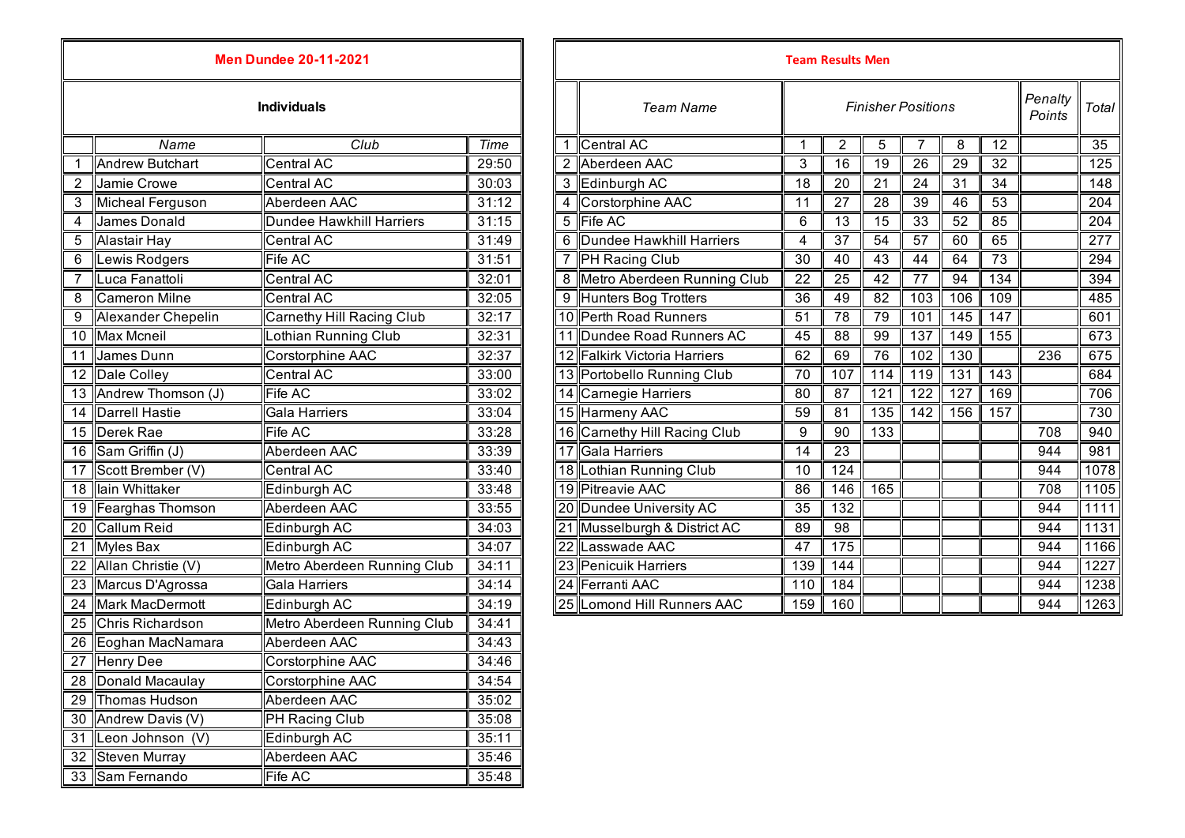## Men Dundee 20-11-2021

### Individuals

| | Name | Club | Time |
|---|---|---|---|
| 1 | Andrew Butchart | Central AC | 29:50 |
| 2 | Jamie Crowe | Central AC | 30:03 |
| 3 | Micheal Ferguson | Aberdeen AAC | 31:12 |
| 4 | James Donald | Dundee Hawkhill Harriers | 31:15 |
| 5 | Alastair Hay | Central AC | 31:49 |
| 6 | Lewis Rodgers | Fife AC | 31:51 |
| 7 | Luca Fanattoli | Central AC | 32:01 |
| 8 | Cameron Milne | Central AC | 32:05 |
| 9 | Alexander Chepelin | Carnethy Hill Racing Club | 32:17 |
| 10 | Max Mcneil | Lothian Running Club | 32:31 |
| 11 | James Dunn | Corstorphine AAC | 32:37 |
| 12 | Dale Colley | Central AC | 33:00 |
| 13 | Andrew Thomson (J) | Fife AC | 33:02 |
| 14 | Darrell Hastie | Gala Harriers | 33:04 |
| 15 | Derek Rae | Fife AC | 33:28 |
| 16 | Sam Griffin (J) | Aberdeen AAC | 33:39 |
| 17 | Scott Brember (V) | Central AC | 33:40 |
| 18 | Iain Whittaker | Edinburgh AC | 33:48 |
| 19 | Fearghas Thomson | Aberdeen AAC | 33:55 |
| 20 | Callum Reid | Edinburgh AC | 34:03 |
| 21 | Myles Bax | Edinburgh AC | 34:07 |
| 22 | Allan Christie (V) | Metro Aberdeen Running Club | 34:11 |
| 23 | Marcus D'Agrossa | Gala Harriers | 34:14 |
| 24 | Mark MacDermott | Edinburgh AC | 34:19 |
| 25 | Chris Richardson | Metro Aberdeen Running Club | 34:41 |
| 26 | Eoghan MacNamara | Aberdeen AAC | 34:43 |
| 27 | Henry Dee | Corstorphine AAC | 34:46 |
| 28 | Donald Macaulay | Corstorphine AAC | 34:54 |
| 29 | Thomas Hudson | Aberdeen AAC | 35:02 |
| 30 | Andrew Davis (V) | PH Racing Club | 35:08 |
| 31 | Leon Johnson (V) | Edinburgh AC | 35:11 |
| 32 | Steven Murray | Aberdeen AAC | 35:46 |
| 33 | Sam Fernando | Fife AC | 35:48 |

## Team Results Men

| | *Team Name* | *Finisher Positions* | | | | | | *Penalty Points* | *Total* |
|---|---|---|---|---|---|---|---|---|---|
| 1 | Central AC | 1 | 2 | 5 | 7 | 8 | 12 | | 35 |
| 2 | Aberdeen AAC | 3 | 16 | 19 | 26 | 29 | 32 | | 125 |
| 3 | Edinburgh AC | 18 | 20 | 21 | 24 | 31 | 34 | | 148 |
| 4 | Corstorphine AAC | 11 | 27 | 28 | 39 | 46 | 53 | | 204 |
| 5 | Fife AC | 6 | 13 | 15 | 33 | 52 | 85 | | 204 |
| 6 | Dundee Hawkhill Harriers | 4 | 37 | 54 | 57 | 60 | 65 | | 277 |
| 7 | PH Racing Club | 30 | 40 | 43 | 44 | 64 | 73 | | 294 |
| 8 | Metro Aberdeen Running Club | 22 | 25 | 42 | 77 | 94 | 134 | | 394 |
| 9 | Hunters Bog Trotters | 36 | 49 | 82 | 103 | 106 | 109 | | 485 |
| 10 | Perth Road Runners | 51 | 78 | 79 | 101 | 145 | 147 | | 601 |
| 11 | Dundee Road Runners AC | 45 | 88 | 99 | 137 | 149 | 155 | | 673 |
| 12 | Falkirk Victoria Harriers | 62 | 69 | 76 | 102 | 130 | | 236 | 675 |
| 13 | Portobello Running Club | 70 | 107 | 114 | 119 | 131 | 143 | | 684 |
| 14 | Carnegie Harriers | 80 | 87 | 121 | 122 | 127 | 169 | | 706 |
| 15 | Harmeny AAC | 59 | 81 | 135 | 142 | 156 | 157 | | 730 |
| 16 | Carnethy Hill Racing Club | 9 | 90 | 133 | | | | 708 | 940 |
| 17 | Gala Harriers | 14 | 23 | | | | | 944 | 981 |
| 18 | Lothian Running Club | 10 | 124 | | | | | 944 | 1078 |
| 19 | Pitreavie AAC | 86 | 146 | 165 | | | | 708 | 1105 |
| 20 | Dundee University AC | 35 | 132 | | | | | 944 | 1111 |
| 21 | Musselburgh & District AC | 89 | 98 | | | | | 944 | 1131 |
| 22 | Lasswade AAC | 47 | 175 | | | | | 944 | 1166 |
| 23 | Penicuik Harriers | 139 | 144 | | | | | 944 | 1227 |
| 24 | Ferranti AAC | 110 | 184 | | | | | 944 | 1238 |
| 25 | Lomond Hill Runners AAC | 159 | 160 | | | | | 944 | 1263 |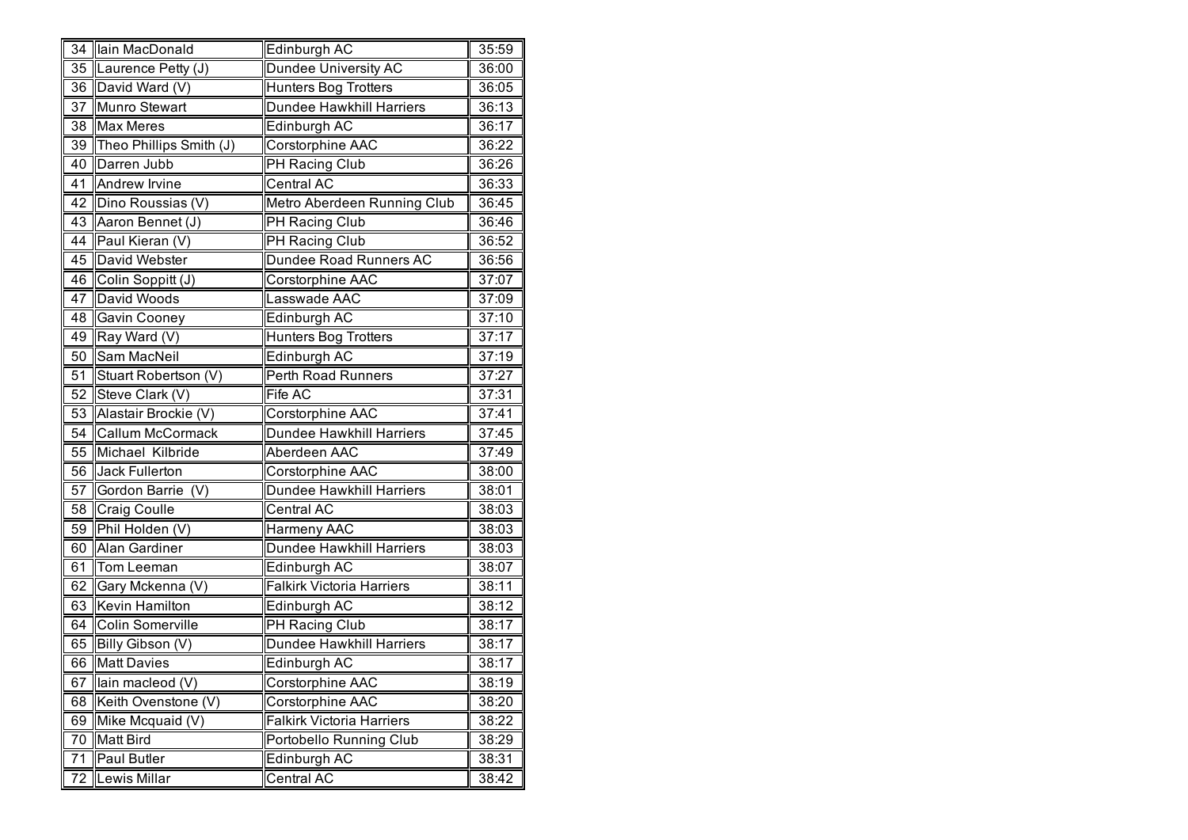| | | | |
|---|---|---|---|
| 34 | Iain MacDonald | Edinburgh AC | 35:59 |
| 35 | Laurence Petty (J) | Dundee University AC | 36:00 |
| 36 | David Ward (V) | Hunters Bog Trotters | 36:05 |
| 37 | Munro Stewart | Dundee Hawkhill Harriers | 36:13 |
| 38 | Max Meres | Edinburgh AC | 36:17 |
| 39 | Theo Phillips Smith (J) | Corstorphine AAC | 36:22 |
| 40 | Darren Jubb | PH Racing Club | 36:26 |
| 41 | Andrew Irvine | Central AC | 36:33 |
| 42 | Dino Roussias (V) | Metro Aberdeen Running Club | 36:45 |
| 43 | Aaron Bennet (J) | PH Racing Club | 36:46 |
| 44 | Paul Kieran (V) | PH Racing Club | 36:52 |
| 45 | David Webster | Dundee Road Runners AC | 36:56 |
| 46 | Colin Soppitt (J) | Corstorphine AAC | 37:07 |
| 47 | David Woods | Lasswade AAC | 37:09 |
| 48 | Gavin Cooney | Edinburgh AC | 37:10 |
| 49 | Ray Ward (V) | Hunters Bog Trotters | 37:17 |
| 50 | Sam MacNeil | Edinburgh AC | 37:19 |
| 51 | Stuart Robertson (V) | Perth Road Runners | 37:27 |
| 52 | Steve Clark (V) | Fife AC | 37:31 |
| 53 | Alastair Brockie (V) | Corstorphine AAC | 37:41 |
| 54 | Callum McCormack | Dundee Hawkhill Harriers | 37:45 |
| 55 | Michael Kilbride | Aberdeen AAC | 37:49 |
| 56 | Jack Fullerton | Corstorphine AAC | 38:00 |
| 57 | Gordon Barrie (V) | Dundee Hawkhill Harriers | 38:01 |
| 58 | Craig Coulle | Central AC | 38:03 |
| 59 | Phil Holden (V) | Harmeny AAC | 38:03 |
| 60 | Alan Gardiner | Dundee Hawkhill Harriers | 38:03 |
| 61 | Tom Leeman | Edinburgh AC | 38:07 |
| 62 | Gary Mckenna (V) | Falkirk Victoria Harriers | 38:11 |
| 63 | Kevin Hamilton | Edinburgh AC | 38:12 |
| 64 | Colin Somerville | PH Racing Club | 38:17 |
| 65 | Billy Gibson (V) | Dundee Hawkhill Harriers | 38:17 |
| 66 | Matt Davies | Edinburgh AC | 38:17 |
| 67 | Iain macleod (V) | Corstorphine AAC | 38:19 |
| 68 | Keith Ovenstone (V) | Corstorphine AAC | 38:20 |
| 69 | Mike Mcquaid (V) | Falkirk Victoria Harriers | 38:22 |
| 70 | Matt Bird | Portobello Running Club | 38:29 |
| 71 | Paul Butler | Edinburgh AC | 38:31 |
| 72 | Lewis Millar | Central AC | 38:42 |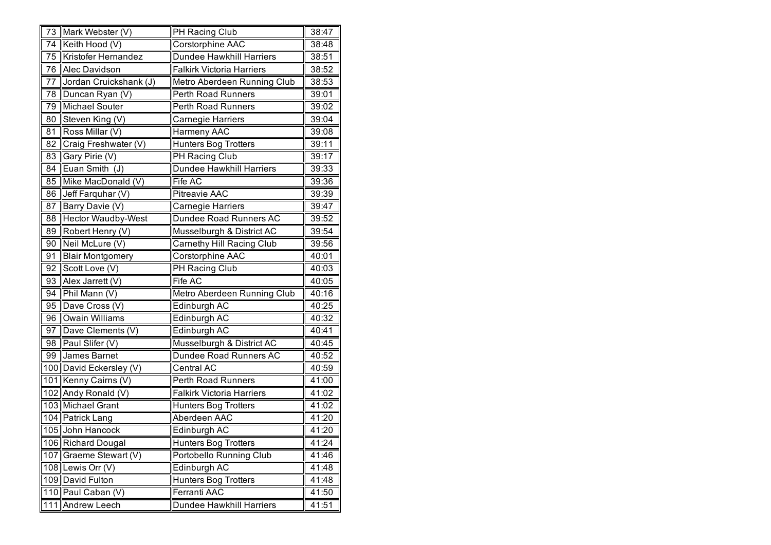| | | | |
|---|---|---|---|
| 73 | Mark Webster (V) | PH Racing Club | 38:47 |
| 74 | Keith Hood (V) | Corstorphine AAC | 38:48 |
| 75 | Kristofer Hernandez | Dundee Hawkhill Harriers | 38:51 |
| 76 | Alec Davidson | Falkirk Victoria Harriers | 38:52 |
| 77 | Jordan Cruickshank (J) | Metro Aberdeen Running Club | 38:53 |
| 78 | Duncan Ryan (V) | Perth Road Runners | 39:01 |
| 79 | Michael Souter | Perth Road Runners | 39:02 |
| 80 | Steven King (V) | Carnegie Harriers | 39:04 |
| 81 | Ross Millar (V) | Harmeny AAC | 39:08 |
| 82 | Craig Freshwater (V) | Hunters Bog Trotters | 39:11 |
| 83 | Gary Pirie (V) | PH Racing Club | 39:17 |
| 84 | Euan Smith (J) | Dundee Hawkhill Harriers | 39:33 |
| 85 | Mike MacDonald (V) | Fife AC | 39:36 |
| 86 | Jeff Farquhar (V) | Pitreavie AAC | 39:39 |
| 87 | Barry Davie (V) | Carnegie Harriers | 39:47 |
| 88 | Hector Waudby-West | Dundee Road Runners AC | 39:52 |
| 89 | Robert Henry (V) | Musselburgh & District AC | 39:54 |
| 90 | Neil McLure (V) | Carnethy Hill Racing Club | 39:56 |
| 91 | Blair Montgomery | Corstorphine AAC | 40:01 |
| 92 | Scott Love (V) | PH Racing Club | 40:03 |
| 93 | Alex Jarrett (V) | Fife AC | 40:05 |
| 94 | Phil Mann (V) | Metro Aberdeen Running Club | 40:16 |
| 95 | Dave Cross (V) | Edinburgh AC | 40:25 |
| 96 | Owain Williams | Edinburgh AC | 40:32 |
| 97 | Dave Clements (V) | Edinburgh AC | 40:41 |
| 98 | Paul Slifer (V) | Musselburgh & District AC | 40:45 |
| 99 | James Barnet | Dundee Road Runners AC | 40:52 |
| 100 | David Eckersley (V) | Central AC | 40:59 |
| 101 | Kenny Cairns (V) | Perth Road Runners | 41:00 |
| 102 | Andy Ronald (V) | Falkirk Victoria Harriers | 41:02 |
| 103 | Michael Grant | Hunters Bog Trotters | 41:02 |
| 104 | Patrick Lang | Aberdeen AAC | 41:20 |
| 105 | John Hancock | Edinburgh AC | 41:20 |
| 106 | Richard Dougal | Hunters Bog Trotters | 41:24 |
| 107 | Graeme Stewart (V) | Portobello Running Club | 41:46 |
| 108 | Lewis Orr (V) | Edinburgh AC | 41:48 |
| 109 | David Fulton | Hunters Bog Trotters | 41:48 |
| 110 | Paul Caban (V) | Ferranti AAC | 41:50 |
| 111 | Andrew Leech | Dundee Hawkhill Harriers | 41:51 |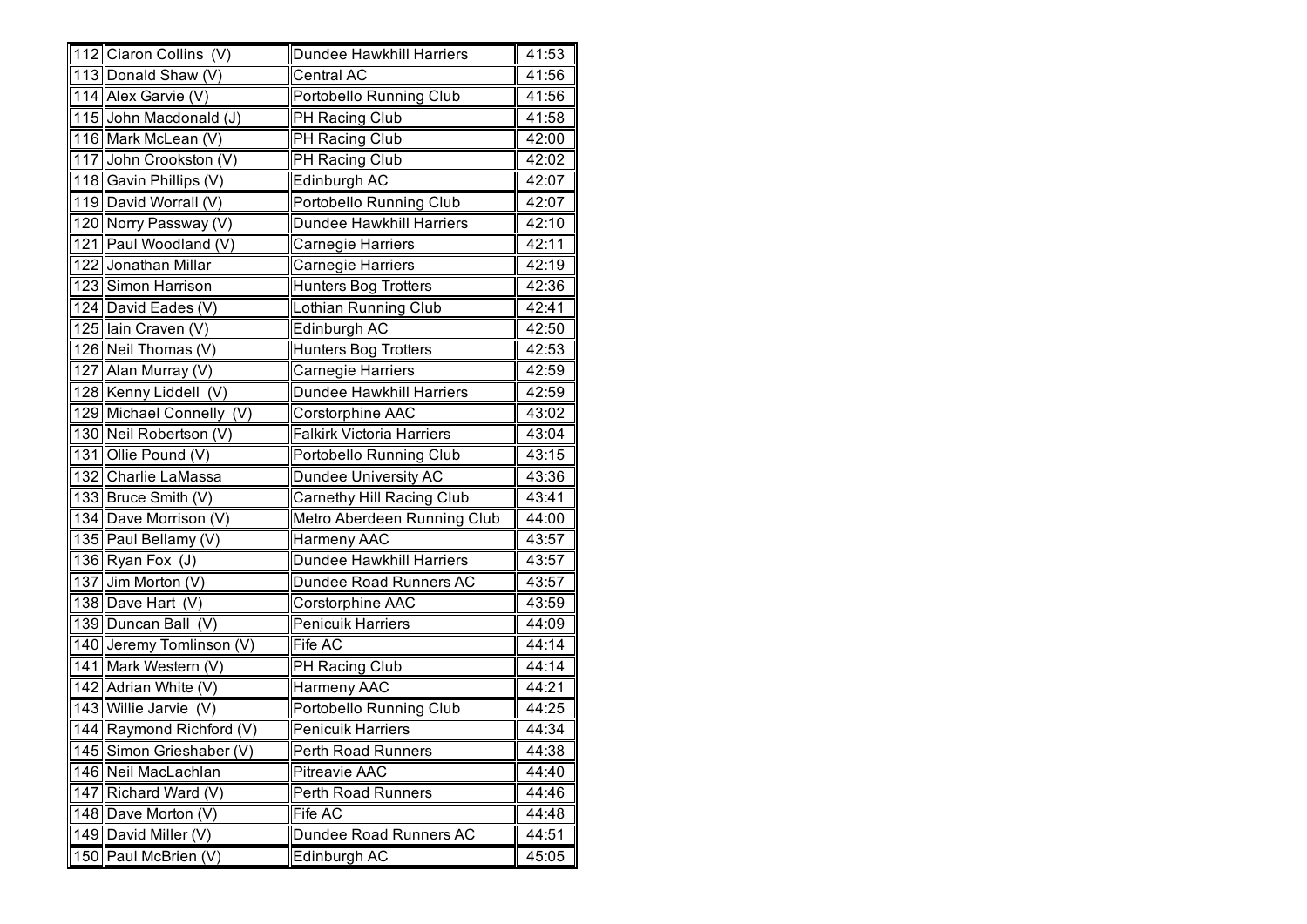| | | | |
|---|---|---|---|
| 112 | Ciaron Collins (V) | Dundee Hawkhill Harriers | 41:53 |
| 113 | Donald Shaw (V) | Central AC | 41:56 |
| 114 | Alex Garvie (V) | Portobello Running Club | 41:56 |
| 115 | John Macdonald (J) | PH Racing Club | 41:58 |
| 116 | Mark McLean (V) | PH Racing Club | 42:00 |
| 117 | John Crookston (V) | PH Racing Club | 42:02 |
| 118 | Gavin Phillips (V) | Edinburgh AC | 42:07 |
| 119 | David Worrall (V) | Portobello Running Club | 42:07 |
| 120 | Norry Passway (V) | Dundee Hawkhill Harriers | 42:10 |
| 121 | Paul Woodland (V) | Carnegie Harriers | 42:11 |
| 122 | Jonathan Millar | Carnegie Harriers | 42:19 |
| 123 | Simon Harrison | Hunters Bog Trotters | 42:36 |
| 124 | David Eades (V) | Lothian Running Club | 42:41 |
| 125 | Iain Craven (V) | Edinburgh AC | 42:50 |
| 126 | Neil Thomas (V) | Hunters Bog Trotters | 42:53 |
| 127 | Alan Murray (V) | Carnegie Harriers | 42:59 |
| 128 | Kenny Liddell (V) | Dundee Hawkhill Harriers | 42:59 |
| 129 | Michael Connelly (V) | Corstorphine AAC | 43:02 |
| 130 | Neil Robertson (V) | Falkirk Victoria Harriers | 43:04 |
| 131 | Ollie Pound (V) | Portobello Running Club | 43:15 |
| 132 | Charlie LaMassa | Dundee University AC | 43:36 |
| 133 | Bruce Smith (V) | Carnethy Hill Racing Club | 43:41 |
| 134 | Dave Morrison (V) | Metro Aberdeen Running Club | 44:00 |
| 135 | Paul Bellamy (V) | Harmeny AAC | 43:57 |
| 136 | Ryan Fox (J) | Dundee Hawkhill Harriers | 43:57 |
| 137 | Jim Morton (V) | Dundee Road Runners AC | 43:57 |
| 138 | Dave Hart (V) | Corstorphine AAC | 43:59 |
| 139 | Duncan Ball (V) | Penicuik Harriers | 44:09 |
| 140 | Jeremy Tomlinson (V) | Fife AC | 44:14 |
| 141 | Mark Western (V) | PH Racing Club | 44:14 |
| 142 | Adrian White (V) | Harmeny AAC | 44:21 |
| 143 | Willie Jarvie (V) | Portobello Running Club | 44:25 |
| 144 | Raymond Richford (V) | Penicuik Harriers | 44:34 |
| 145 | Simon Grieshaber (V) | Perth Road Runners | 44:38 |
| 146 | Neil MacLachlan | Pitreavie AAC | 44:40 |
| 147 | Richard Ward (V) | Perth Road Runners | 44:46 |
| 148 | Dave Morton (V) | Fife AC | 44:48 |
| 149 | David Miller (V) | Dundee Road Runners AC | 44:51 |
| 150 | Paul McBrien (V) | Edinburgh AC | 45:05 |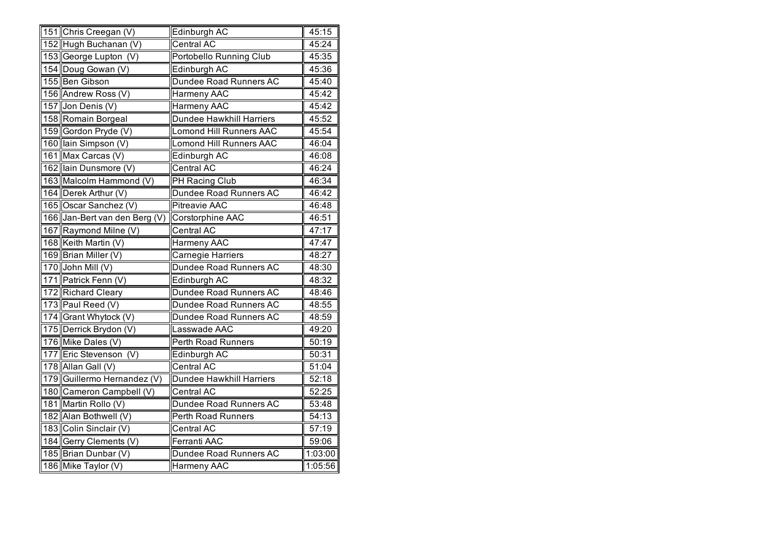| | | | |
|---|---|---|---|
| 151 | Chris Creegan (V) | Edinburgh AC | 45:15 |
| 152 | Hugh Buchanan (V) | Central AC | 45:24 |
| 153 | George Lupton (V) | Portobello Running Club | 45:35 |
| 154 | Doug Gowan (V) | Edinburgh AC | 45:36 |
| 155 | Ben Gibson | Dundee Road Runners AC | 45:40 |
| 156 | Andrew Ross (V) | Harmeny AAC | 45:42 |
| 157 | Jon Denis (V) | Harmeny AAC | 45:42 |
| 158 | Romain Borgeal | Dundee Hawkhill Harriers | 45:52 |
| 159 | Gordon Pryde (V) | Lomond Hill Runners AAC | 45:54 |
| 160 | Iain Simpson (V) | Lomond Hill Runners AAC | 46:04 |
| 161 | Max Carcas (V) | Edinburgh AC | 46:08 |
| 162 | Iain Dunsmore (V) | Central AC | 46:24 |
| 163 | Malcolm Hammond (V) | PH Racing Club | 46:34 |
| 164 | Derek Arthur (V) | Dundee Road Runners AC | 46:42 |
| 165 | Oscar Sanchez (V) | Pitreavie AAC | 46:48 |
| 166 | Jan-Bert van den Berg (V) | Corstorphine AAC | 46:51 |
| 167 | Raymond Milne (V) | Central AC | 47:17 |
| 168 | Keith Martin (V) | Harmeny AAC | 47:47 |
| 169 | Brian Miller (V) | Carnegie Harriers | 48:27 |
| 170 | John Mill (V) | Dundee Road Runners AC | 48:30 |
| 171 | Patrick Fenn (V) | Edinburgh AC | 48:32 |
| 172 | Richard Cleary | Dundee Road Runners AC | 48:46 |
| 173 | Paul Reed (V) | Dundee Road Runners AC | 48:55 |
| 174 | Grant Whytock (V) | Dundee Road Runners AC | 48:59 |
| 175 | Derrick Brydon (V) | Lasswade AAC | 49:20 |
| 176 | Mike Dales (V) | Perth Road Runners | 50:19 |
| 177 | Eric Stevenson (V) | Edinburgh AC | 50:31 |
| 178 | Allan Gall (V) | Central AC | 51:04 |
| 179 | Guillermo Hernandez (V) | Dundee Hawkhill Harriers | 52:18 |
| 180 | Cameron Campbell (V) | Central AC | 52:25 |
| 181 | Martin Rollo (V) | Dundee Road Runners AC | 53:48 |
| 182 | Alan Bothwell (V) | Perth Road Runners | 54:13 |
| 183 | Colin Sinclair (V) | Central AC | 57:19 |
| 184 | Gerry Clements (V) | Ferranti AAC | 59:06 |
| 185 | Brian Dunbar (V) | Dundee Road Runners AC | 1:03:00 |
| 186 | Mike Taylor (V) | Harmeny AAC | 1:05:56 |